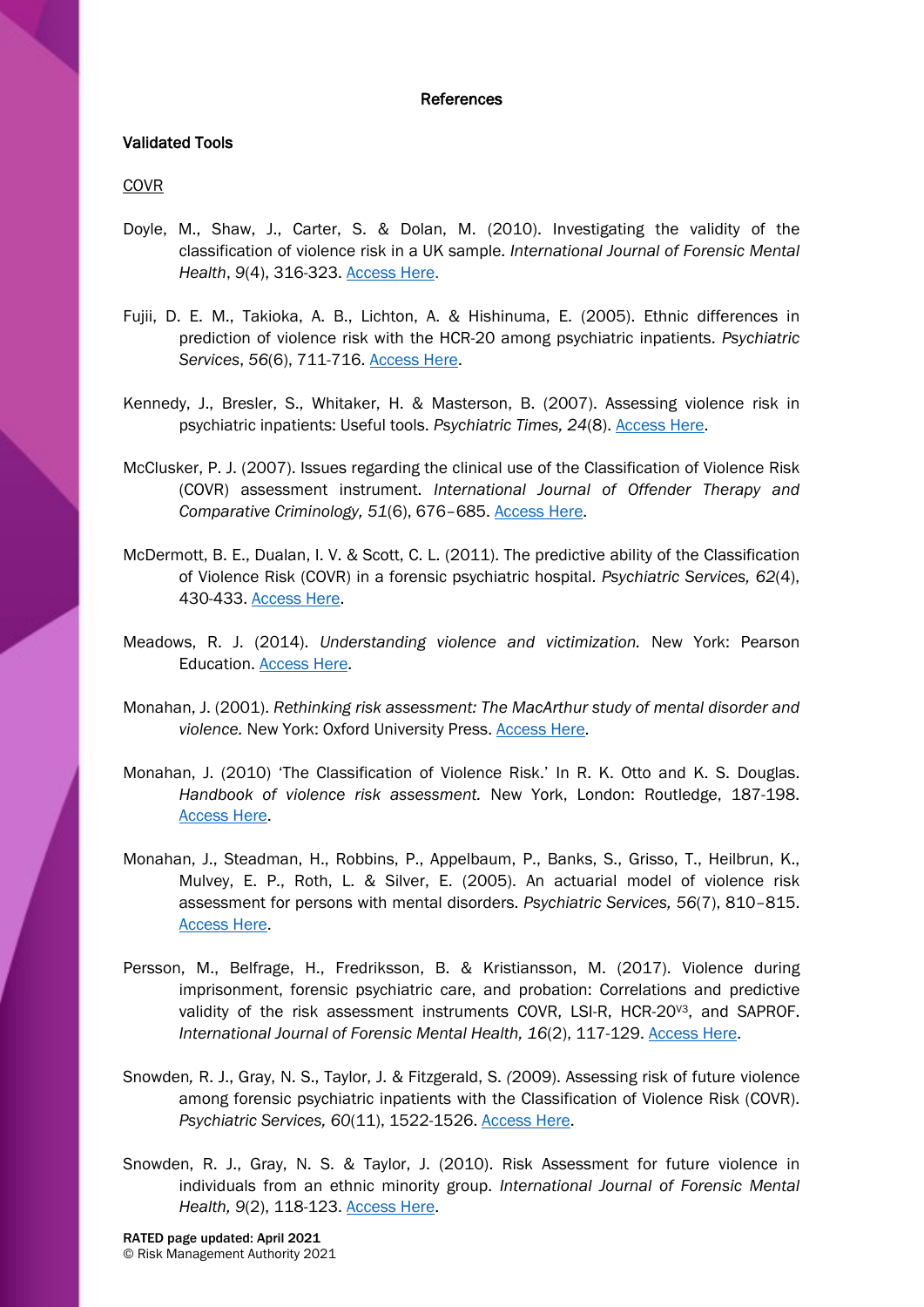## References

### Validated Tools

COVR

Doyle, M., Shaw, J., Carter, S. & Dolan, M. (2010). Investigating the validity of the classification of violence risk in a UK sample. *International Journal of Forensic Mental Health*, *9*(4), 316-323. Access Here.

Fujii, D. E. M., Takioka, A. B., Lichton, A. & Hishinuma, E. (2005). Ethnic differences in prediction of violence risk with the HCR-20 among psychiatric inpatients. *Psychiatric Services*, *56*(6), 711-716. Access Here.

Kennedy, J., Bresler, S., Whitaker, H. & Masterson, B. (2007). Assessing violence risk in psychiatric inpatients: Useful tools. *Psychiatric Times, 24*(8). Access Here.

McClusker, P. J. (2007). Issues regarding the clinical use of the Classification of Violence Risk (COVR) assessment instrument. *International Journal of Offender Therapy and Comparative Criminology, 51*(6), 676–685. Access Here.

McDermott, B. E., Dualan, I. V. & Scott, C. L. (2011). The predictive ability of the Classification of Violence Risk (COVR) in a forensic psychiatric hospital. *Psychiatric Services, 62*(4), 430-433. Access Here.

Meadows, R. J. (2014). *Understanding violence and victimization.* New York: Pearson Education. Access Here.

Monahan, J. (2001). *Rethinking risk assessment: The MacArthur study of mental disorder and violence.* New York: Oxford University Press. Access Here.

Monahan, J. (2010) 'The Classification of Violence Risk.' In R. K. Otto and K. S. Douglas. *Handbook of violence risk assessment.* New York, London: Routledge, 187-198. Access Here.

Monahan, J., Steadman, H., Robbins, P., Appelbaum, P., Banks, S., Grisso, T., Heilbrun, K., Mulvey, E. P., Roth, L. & Silver, E. (2005). An actuarial model of violence risk assessment for persons with mental disorders. *Psychiatric Services, 56*(7), 810–815. Access Here.

Persson, M., Belfrage, H., Fredriksson, B. & Kristiansson, M. (2017). Violence during imprisonment, forensic psychiatric care, and probation: Correlations and predictive validity of the risk assessment instruments COVR, LSI-R, HCR-20$^{V3}$, and SAPROF. *International Journal of Forensic Mental Health, 16*(2), 117-129. Access Here.

Snowden, R. J., Gray, N. S., Taylor, J. & Fitzgerald, S. (2009). Assessing risk of future violence among forensic psychiatric inpatients with the Classification of Violence Risk (COVR). *Psychiatric Services, 60*(11), 1522-1526. Access Here.

Snowden, R. J., Gray, N. S. & Taylor, J. (2010). Risk Assessment for future violence in individuals from an ethnic minority group. *International Journal of Forensic Mental Health, 9*(2), 118-123. Access Here.

**RATED page updated: April 2021**
© Risk Management Authority 2021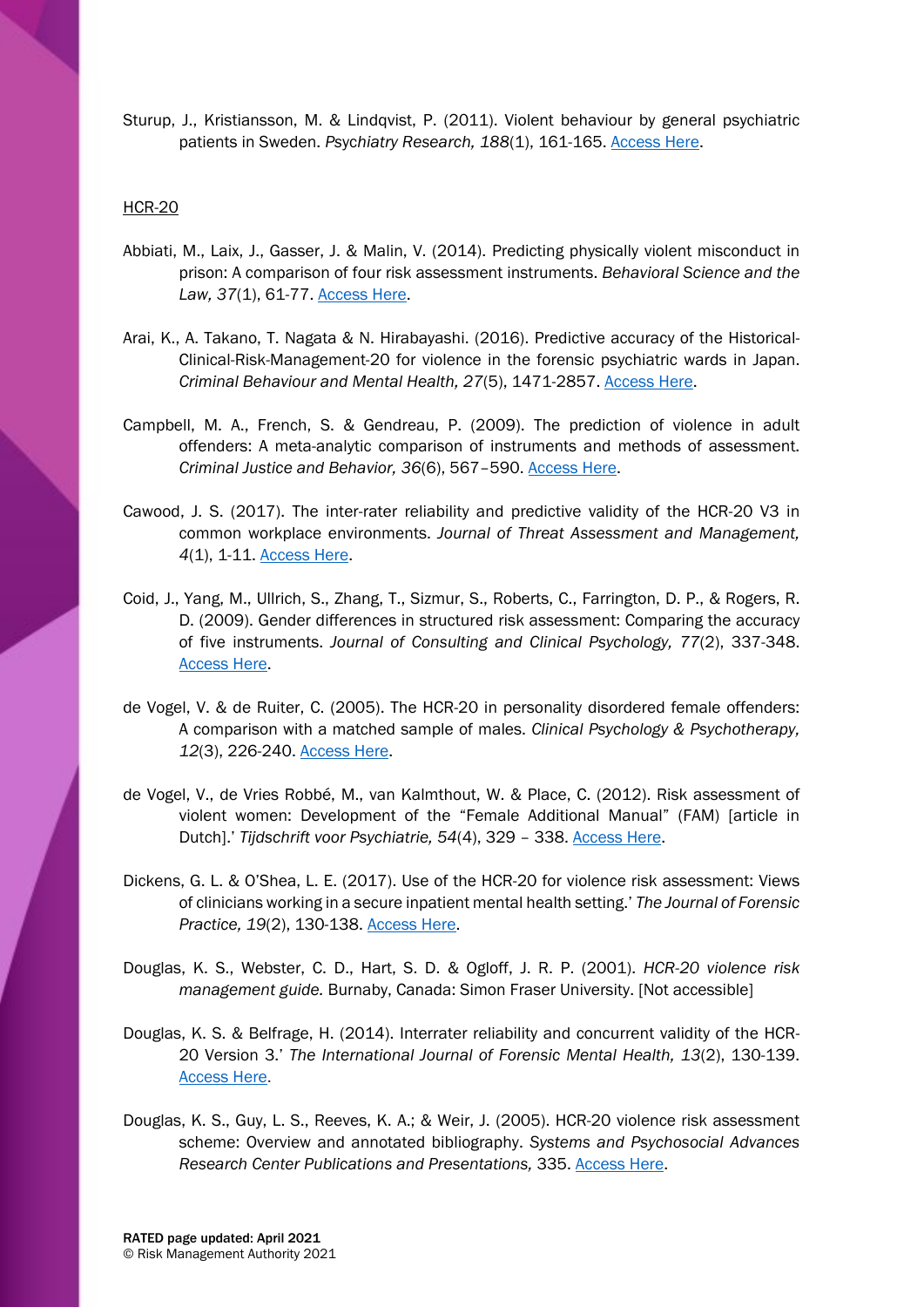Sturup, J., Kristiansson, M. & Lindqvist, P. (2011). Violent behaviour by general psychiatric patients in Sweden. *Psychiatry Research, 188*(1), 161-165. Access Here.

HCR-20

Abbiati, M., Laix, J., Gasser, J. & Malin, V. (2014). Predicting physically violent misconduct in prison: A comparison of four risk assessment instruments. *Behavioral Science and the Law, 37*(1), 61-77. Access Here.

Arai, K., A. Takano, T. Nagata & N. Hirabayashi. (2016). Predictive accuracy of the Historical-Clinical-Risk-Management-20 for violence in the forensic psychiatric wards in Japan. *Criminal Behaviour and Mental Health, 27*(5), 1471-2857. Access Here.

Campbell, M. A., French, S. & Gendreau, P. (2009). The prediction of violence in adult offenders: A meta-analytic comparison of instruments and methods of assessment. *Criminal Justice and Behavior, 36*(6), 567–590. Access Here.

Cawood, J. S. (2017). The inter-rater reliability and predictive validity of the HCR-20 V3 in common workplace environments. *Journal of Threat Assessment and Management, 4*(1), 1-11. Access Here.

Coid, J., Yang, M., Ullrich, S., Zhang, T., Sizmur, S., Roberts, C., Farrington, D. P., & Rogers, R. D. (2009). Gender differences in structured risk assessment: Comparing the accuracy of five instruments. *Journal of Consulting and Clinical Psychology, 77*(2), 337-348. Access Here.

de Vogel, V. & de Ruiter, C. (2005). The HCR-20 in personality disordered female offenders: A comparison with a matched sample of males. *Clinical Psychology & Psychotherapy, 12*(3), 226-240. Access Here.

de Vogel, V., de Vries Robbé, M., van Kalmthout, W. & Place, C. (2012). Risk assessment of violent women: Development of the "Female Additional Manual" (FAM) [article in Dutch].' *Tijdschrift voor Psychiatrie, 54*(4), 329 – 338. Access Here.

Dickens, G. L. & O'Shea, L. E. (2017). Use of the HCR-20 for violence risk assessment: Views of clinicians working in a secure inpatient mental health setting.' *The Journal of Forensic Practice, 19*(2), 130-138. Access Here.

Douglas, K. S., Webster, C. D., Hart, S. D. & Ogloff, J. R. P. (2001). *HCR-20 violence risk management guide.* Burnaby, Canada: Simon Fraser University. [Not accessible]

Douglas, K. S. & Belfrage, H. (2014). Interrater reliability and concurrent validity of the HCR-20 Version 3.' *The International Journal of Forensic Mental Health, 13*(2), 130-139. Access Here.

Douglas, K. S., Guy, L. S., Reeves, K. A.; & Weir, J. (2005). HCR-20 violence risk assessment scheme: Overview and annotated bibliography. *Systems and Psychosocial Advances Research Center Publications and Presentations,* 335. Access Here.

**RATED page updated: April 2021**
© Risk Management Authority 2021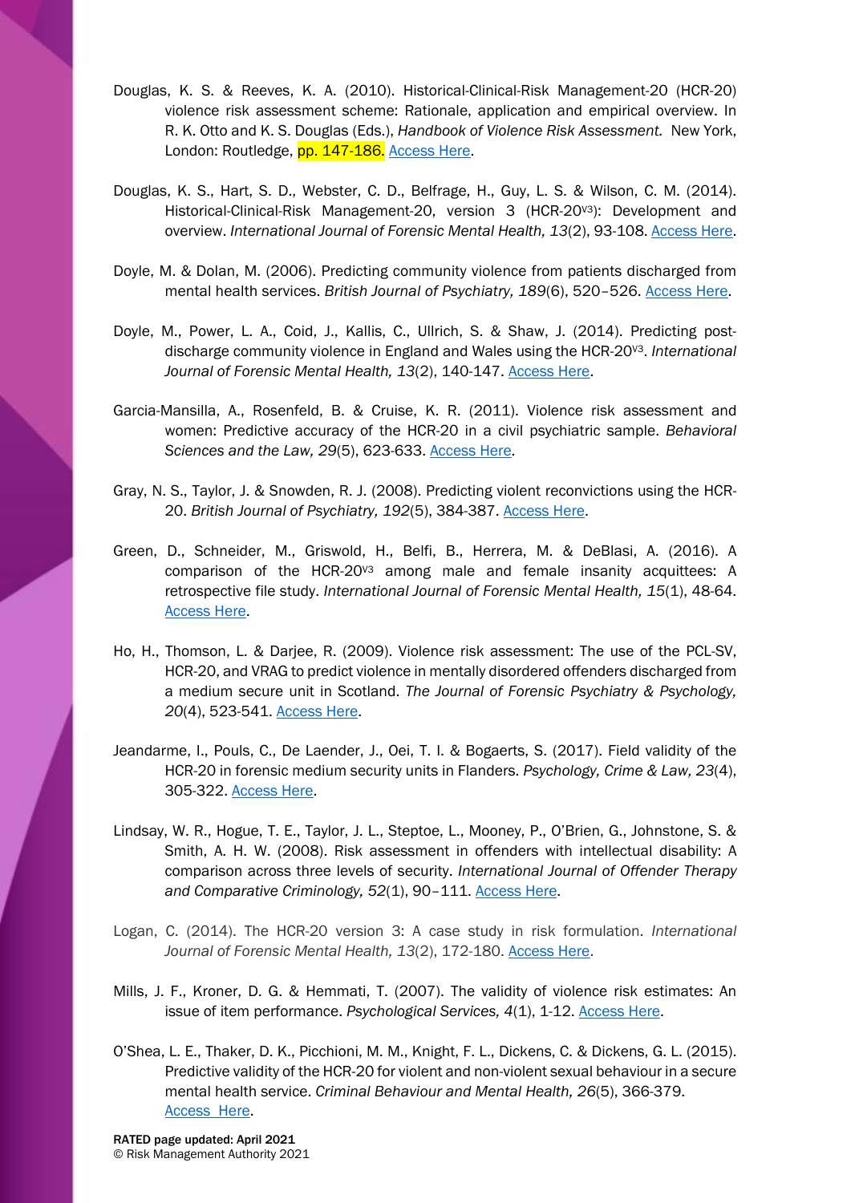Douglas, K. S. & Reeves, K. A. (2010). Historical-Clinical-Risk Management-20 (HCR-20) violence risk assessment scheme: Rationale, application and empirical overview. In R. K. Otto and K. S. Douglas (Eds.), *Handbook of Violence Risk Assessment.* New York, London: Routledge, pp. 147-186. Access Here.

Douglas, K. S., Hart, S. D., Webster, C. D., Belfrage, H., Guy, L. S. & Wilson, C. M. (2014). Historical-Clinical-Risk Management-20, version 3 (HCR-20$^{V3}$): Development and overview. *International Journal of Forensic Mental Health, 13*(2), 93-108. Access Here.

Doyle, M. & Dolan, M. (2006). Predicting community violence from patients discharged from mental health services. *British Journal of Psychiatry, 189*(6), 520–526. Access Here.

Doyle, M., Power, L. A., Coid, J., Kallis, C., Ullrich, S. & Shaw, J. (2014). Predicting post-discharge community violence in England and Wales using the HCR-20$^{V3}$. *International Journal of Forensic Mental Health, 13*(2), 140-147. Access Here.

Garcia-Mansilla, A., Rosenfeld, B. & Cruise, K. R. (2011). Violence risk assessment and women: Predictive accuracy of the HCR-20 in a civil psychiatric sample. *Behavioral Sciences and the Law, 29*(5), 623-633. Access Here.

Gray, N. S., Taylor, J. & Snowden, R. J. (2008). Predicting violent reconvictions using the HCR-20. *British Journal of Psychiatry, 192*(5), 384-387. Access Here.

Green, D., Schneider, M., Griswold, H., Belfi, B., Herrera, M. & DeBlasi, A. (2016). A comparison of the HCR-20$^{V3}$ among male and female insanity acquittees: A retrospective file study. *International Journal of Forensic Mental Health, 15*(1), 48-64. Access Here.

Ho, H., Thomson, L. & Darjee, R. (2009). Violence risk assessment: The use of the PCL-SV, HCR-20, and VRAG to predict violence in mentally disordered offenders discharged from a medium secure unit in Scotland. *The Journal of Forensic Psychiatry & Psychology, 20*(4), 523-541. Access Here.

Jeandarme, I., Pouls, C., De Laender, J., Oei, T. I. & Bogaerts, S. (2017). Field validity of the HCR-20 in forensic medium security units in Flanders. *Psychology, Crime & Law, 23*(4), 305-322. Access Here.

Lindsay, W. R., Hogue, T. E., Taylor, J. L., Steptoe, L., Mooney, P., O'Brien, G., Johnstone, S. & Smith, A. H. W. (2008). Risk assessment in offenders with intellectual disability: A comparison across three levels of security. *International Journal of Offender Therapy and Comparative Criminology, 52*(1), 90–111. Access Here.

Logan, C. (2014). The HCR-20 version 3: A case study in risk formulation. *International Journal of Forensic Mental Health, 13*(2), 172-180. Access Here.

Mills, J. F., Kroner, D. G. & Hemmati, T. (2007). The validity of violence risk estimates: An issue of item performance. *Psychological Services, 4*(1), 1-12. Access Here.

O'Shea, L. E., Thaker, D. K., Picchioni, M. M., Knight, F. L., Dickens, C. & Dickens, G. L. (2015). Predictive validity of the HCR-20 for violent and non-violent sexual behaviour in a secure mental health service. *Criminal Behaviour and Mental Health, 26*(5), 366-379. Access Here.

**RATED page updated: April 2021**
© Risk Management Authority 2021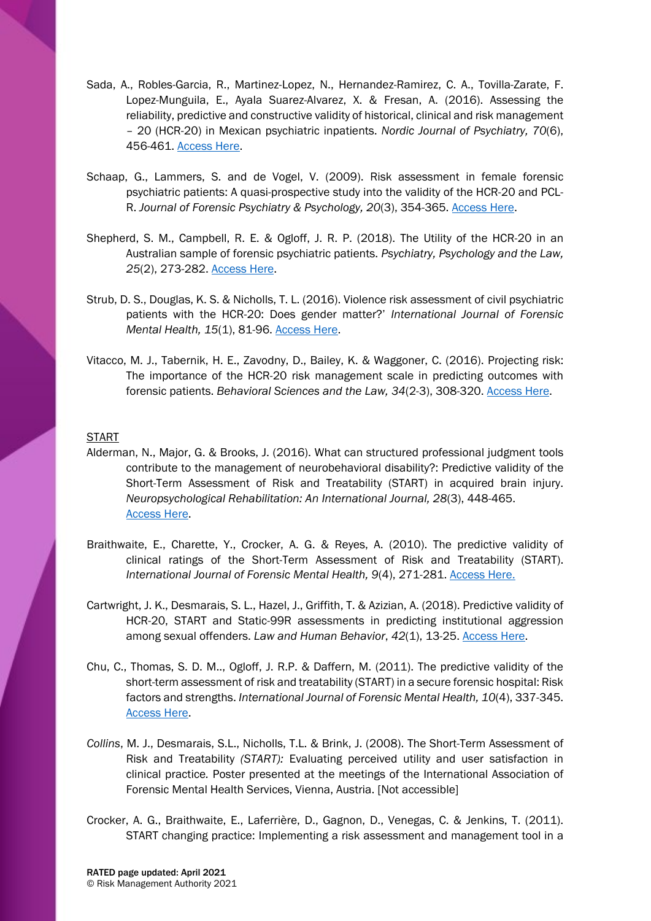Sada, A., Robles-Garcia, R., Martinez-Lopez, N., Hernandez-Ramirez, C. A., Tovilla-Zarate, F. Lopez-Munguila, E., Ayala Suarez-Alvarez, X. & Fresan, A. (2016). Assessing the reliability, predictive and constructive validity of historical, clinical and risk management – 20 (HCR-20) in Mexican psychiatric inpatients. *Nordic Journal of Psychiatry, 70*(6), 456-461. Access Here.

Schaap, G., Lammers, S. and de Vogel, V. (2009). Risk assessment in female forensic psychiatric patients: A quasi-prospective study into the validity of the HCR-20 and PCL-R. *Journal of Forensic Psychiatry & Psychology, 20*(3), 354-365. Access Here.

Shepherd, S. M., Campbell, R. E. & Ogloff, J. R. P. (2018). The Utility of the HCR-20 in an Australian sample of forensic psychiatric patients. *Psychiatry, Psychology and the Law, 25*(2), 273-282. Access Here.

Strub, D. S., Douglas, K. S. & Nicholls, T. L. (2016). Violence risk assessment of civil psychiatric patients with the HCR-20: Does gender matter?' *International Journal of Forensic Mental Health, 15*(1), 81-96. Access Here.

Vitacco, M. J., Tabernik, H. E., Zavodny, D., Bailey, K. & Waggoner, C. (2016). Projecting risk: The importance of the HCR-20 risk management scale in predicting outcomes with forensic patients. *Behavioral Sciences and the Law, 34*(2-3), 308-320. Access Here.

START

Alderman, N., Major, G. & Brooks, J. (2016). What can structured professional judgment tools contribute to the management of neurobehavioral disability?: Predictive validity of the Short-Term Assessment of Risk and Treatability (START) in acquired brain injury. *Neuropsychological Rehabilitation: An International Journal, 28*(3), 448-465. Access Here.

Braithwaite, E., Charette, Y., Crocker, A. G. & Reyes, A. (2010). The predictive validity of clinical ratings of the Short-Term Assessment of Risk and Treatability (START). *International Journal of Forensic Mental Health, 9*(4), 271-281. Access Here.

Cartwright, J. K., Desmarais, S. L., Hazel, J., Griffith, T. & Azizian, A. (2018). Predictive validity of HCR-20, START and Static-99R assessments in predicting institutional aggression among sexual offenders. *Law and Human Behavior*, *42*(1), 13-25. Access Here.

Chu, C., Thomas, S. D. M.., Ogloff, J. R.P. & Daffern, M. (2011). The predictive validity of the short-term assessment of risk and treatability (START) in a secure forensic hospital: Risk factors and strengths. *International Journal of Forensic Mental Health, 10*(4), 337-345. Access Here.

*Collins*, M. J., Desmarais, S.L., Nicholls, T.L. & Brink, J. (2008). The Short-Term Assessment of Risk and Treatability *(START):* Evaluating perceived utility and user satisfaction in clinical practice. Poster presented at the meetings of the International Association of Forensic Mental Health Services, Vienna, Austria. [Not accessible]

Crocker, A. G., Braithwaite, E., Laferrière, D., Gagnon, D., Venegas, C. & Jenkins, T. (2011). START changing practice: Implementing a risk assessment and management tool in a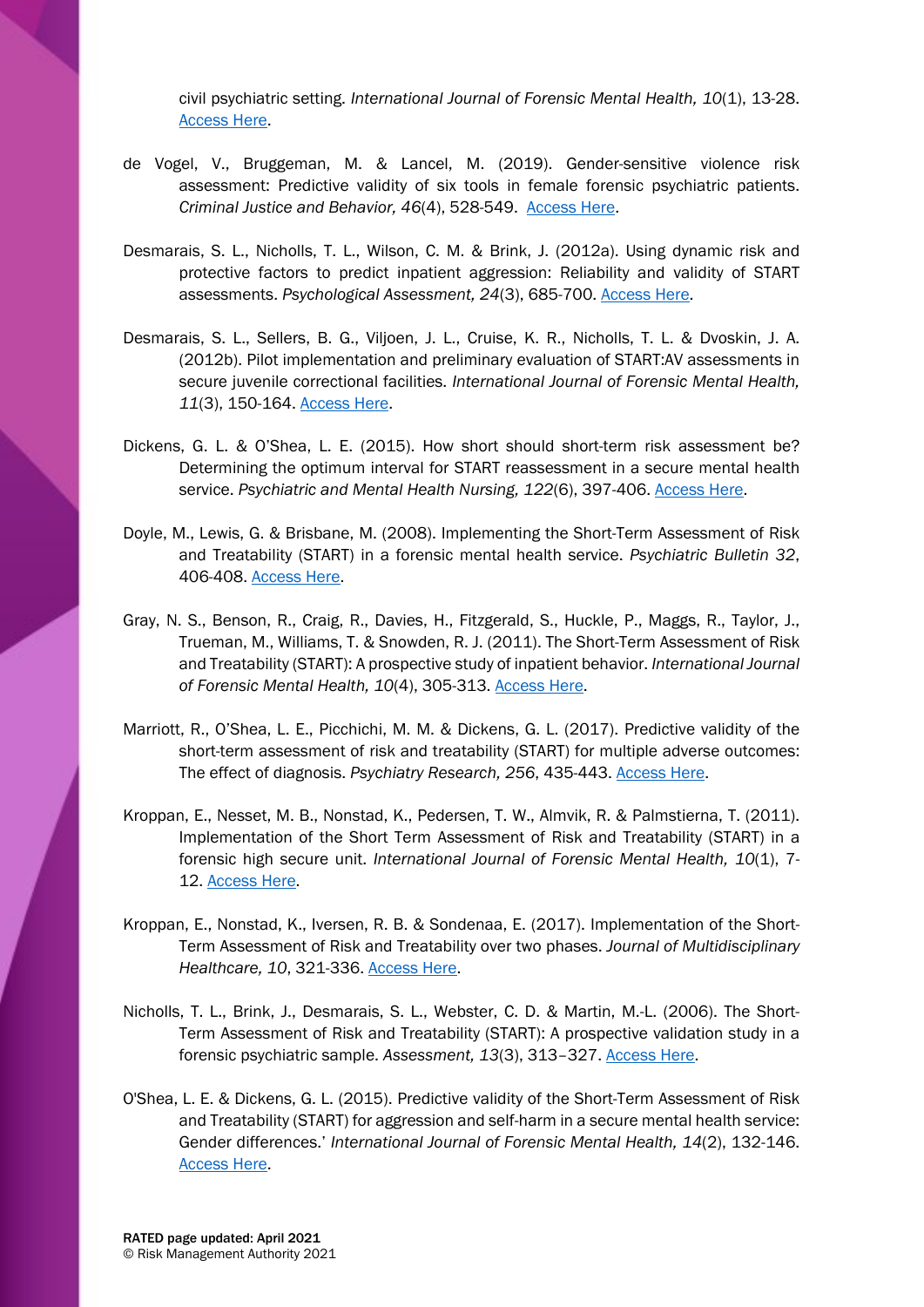civil psychiatric setting. *International Journal of Forensic Mental Health, 10*(1), 13-28. Access Here.

de Vogel, V., Bruggeman, M. & Lancel, M. (2019). Gender-sensitive violence risk assessment: Predictive validity of six tools in female forensic psychiatric patients. *Criminal Justice and Behavior, 46*(4), 528-549. Access Here.

Desmarais, S. L., Nicholls, T. L., Wilson, C. M. & Brink, J. (2012a). Using dynamic risk and protective factors to predict inpatient aggression: Reliability and validity of START assessments. *Psychological Assessment, 24*(3), 685-700. Access Here.

Desmarais, S. L., Sellers, B. G., Viljoen, J. L., Cruise, K. R., Nicholls, T. L. & Dvoskin, J. A. (2012b). Pilot implementation and preliminary evaluation of START:AV assessments in secure juvenile correctional facilities. *International Journal of Forensic Mental Health, 11*(3), 150-164. Access Here.

Dickens, G. L. & O'Shea, L. E. (2015). How short should short-term risk assessment be? Determining the optimum interval for START reassessment in a secure mental health service. *Psychiatric and Mental Health Nursing, 122*(6), 397-406. Access Here.

Doyle, M., Lewis, G. & Brisbane, M. (2008). Implementing the Short-Term Assessment of Risk and Treatability (START) in a forensic mental health service. *Psychiatric Bulletin 32*, 406-408. Access Here.

Gray, N. S., Benson, R., Craig, R., Davies, H., Fitzgerald, S., Huckle, P., Maggs, R., Taylor, J., Trueman, M., Williams, T. & Snowden, R. J. (2011). The Short-Term Assessment of Risk and Treatability (START): A prospective study of inpatient behavior. *International Journal of Forensic Mental Health, 10*(4), 305-313. Access Here.

Marriott, R., O'Shea, L. E., Picchichi, M. M. & Dickens, G. L. (2017). Predictive validity of the short-term assessment of risk and treatability (START) for multiple adverse outcomes: The effect of diagnosis. *Psychiatry Research, 256*, 435-443. Access Here.

Kroppan, E., Nesset, M. B., Nonstad, K., Pedersen, T. W., Almvik, R. & Palmstierna, T. (2011). Implementation of the Short Term Assessment of Risk and Treatability (START) in a forensic high secure unit. *International Journal of Forensic Mental Health, 10*(1), 7-12. Access Here.

Kroppan, E., Nonstad, K., Iversen, R. B. & Sondenaa, E. (2017). Implementation of the Short-Term Assessment of Risk and Treatability over two phases. *Journal of Multidisciplinary Healthcare, 10*, 321-336. Access Here.

Nicholls, T. L., Brink, J., Desmarais, S. L., Webster, C. D. & Martin, M.-L. (2006). The Short-Term Assessment of Risk and Treatability (START): A prospective validation study in a forensic psychiatric sample. *Assessment, 13*(3), 313–327. Access Here.

O'Shea, L. E. & Dickens, G. L. (2015). Predictive validity of the Short-Term Assessment of Risk and Treatability (START) for aggression and self-harm in a secure mental health service: Gender differences.' *International Journal of Forensic Mental Health, 14*(2), 132-146. Access Here.

**RATED page updated: April 2021**
© Risk Management Authority 2021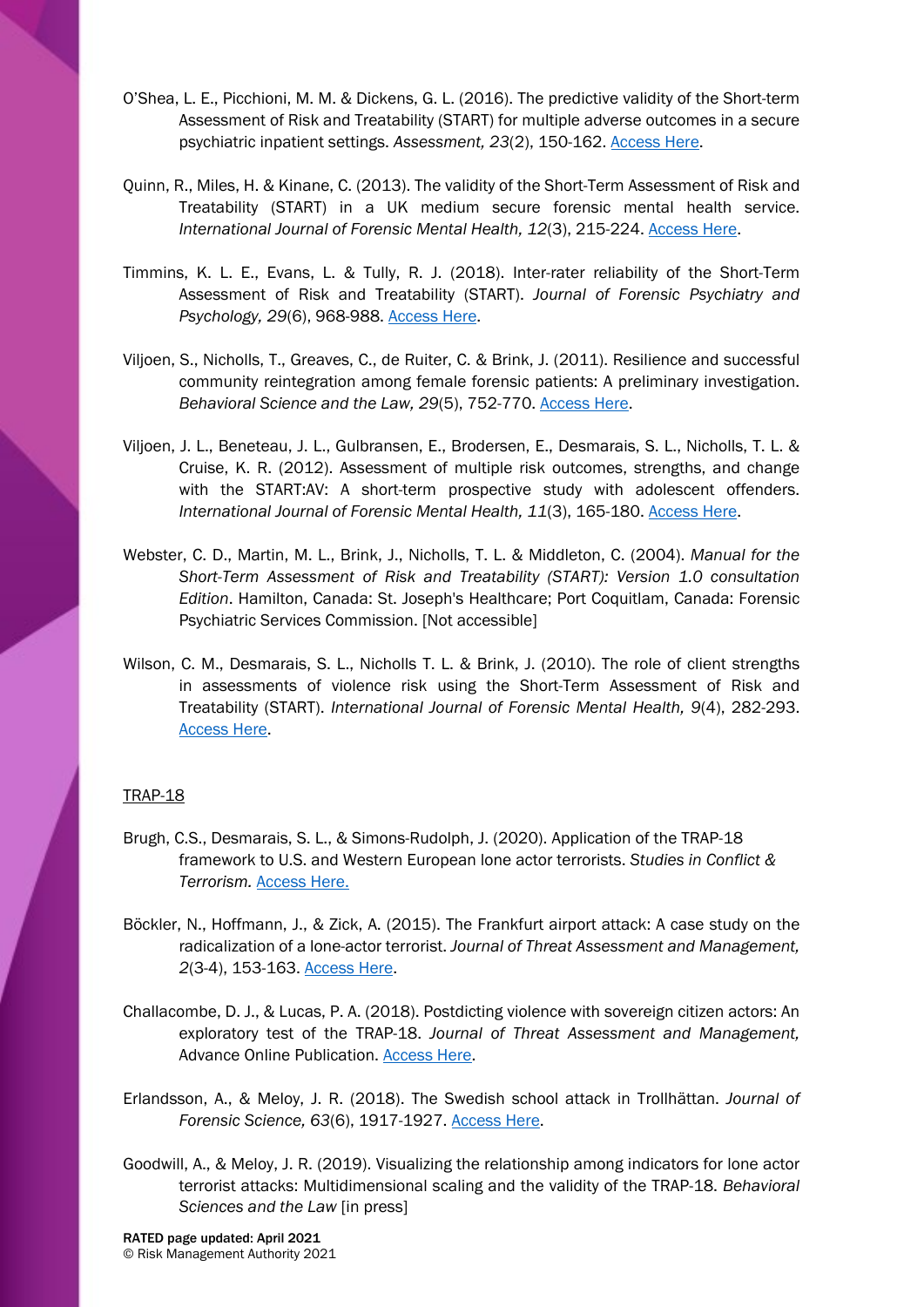O'Shea, L. E., Picchioni, M. M. & Dickens, G. L. (2016). The predictive validity of the Short-term Assessment of Risk and Treatability (START) for multiple adverse outcomes in a secure psychiatric inpatient settings. *Assessment, 23*(2), 150-162. Access Here.

Quinn, R., Miles, H. & Kinane, C. (2013). The validity of the Short-Term Assessment of Risk and Treatability (START) in a UK medium secure forensic mental health service. *International Journal of Forensic Mental Health, 12*(3), 215-224. Access Here.

Timmins, K. L. E., Evans, L. & Tully, R. J. (2018). Inter-rater reliability of the Short-Term Assessment of Risk and Treatability (START). *Journal of Forensic Psychiatry and Psychology, 29*(6), 968-988. Access Here.

Viljoen, S., Nicholls, T., Greaves, C., de Ruiter, C. & Brink, J. (2011). Resilience and successful community reintegration among female forensic patients: A preliminary investigation. *Behavioral Science and the Law, 29*(5), 752-770. Access Here.

Viljoen, J. L., Beneteau, J. L., Gulbransen, E., Brodersen, E., Desmarais, S. L., Nicholls, T. L. & Cruise, K. R. (2012). Assessment of multiple risk outcomes, strengths, and change with the START:AV: A short-term prospective study with adolescent offenders. *International Journal of Forensic Mental Health, 11*(3), 165-180. Access Here.

Webster, C. D., Martin, M. L., Brink, J., Nicholls, T. L. & Middleton, C. (2004). *Manual for the Short-Term Assessment of Risk and Treatability (START): Version 1.0 consultation Edition*. Hamilton, Canada: St. Joseph's Healthcare; Port Coquitlam, Canada: Forensic Psychiatric Services Commission. [Not accessible]

Wilson, C. M., Desmarais, S. L., Nicholls T. L. & Brink, J. (2010). The role of client strengths in assessments of violence risk using the Short-Term Assessment of Risk and Treatability (START). *International Journal of Forensic Mental Health, 9*(4), 282-293. Access Here.

## TRAP-18

Brugh, C.S., Desmarais, S. L., & Simons-Rudolph, J. (2020). Application of the TRAP-18 framework to U.S. and Western European lone actor terrorists. *Studies in Conflict & Terrorism.* Access Here.

Böckler, N., Hoffmann, J., & Zick, A. (2015). The Frankfurt airport attack: A case study on the radicalization of a lone-actor terrorist. *Journal of Threat Assessment and Management, 2*(3-4), 153-163. Access Here.

Challacombe, D. J., & Lucas, P. A. (2018). Postdicting violence with sovereign citizen actors: An exploratory test of the TRAP-18. *Journal of Threat Assessment and Management,* Advance Online Publication. Access Here.

Erlandsson, A., & Meloy, J. R. (2018). The Swedish school attack in Trollhättan. *Journal of Forensic Science, 63*(6), 1917-1927. Access Here.

Goodwill, A., & Meloy, J. R. (2019). Visualizing the relationship among indicators for lone actor terrorist attacks: Multidimensional scaling and the validity of the TRAP-18. *Behavioral Sciences and the Law* [in press]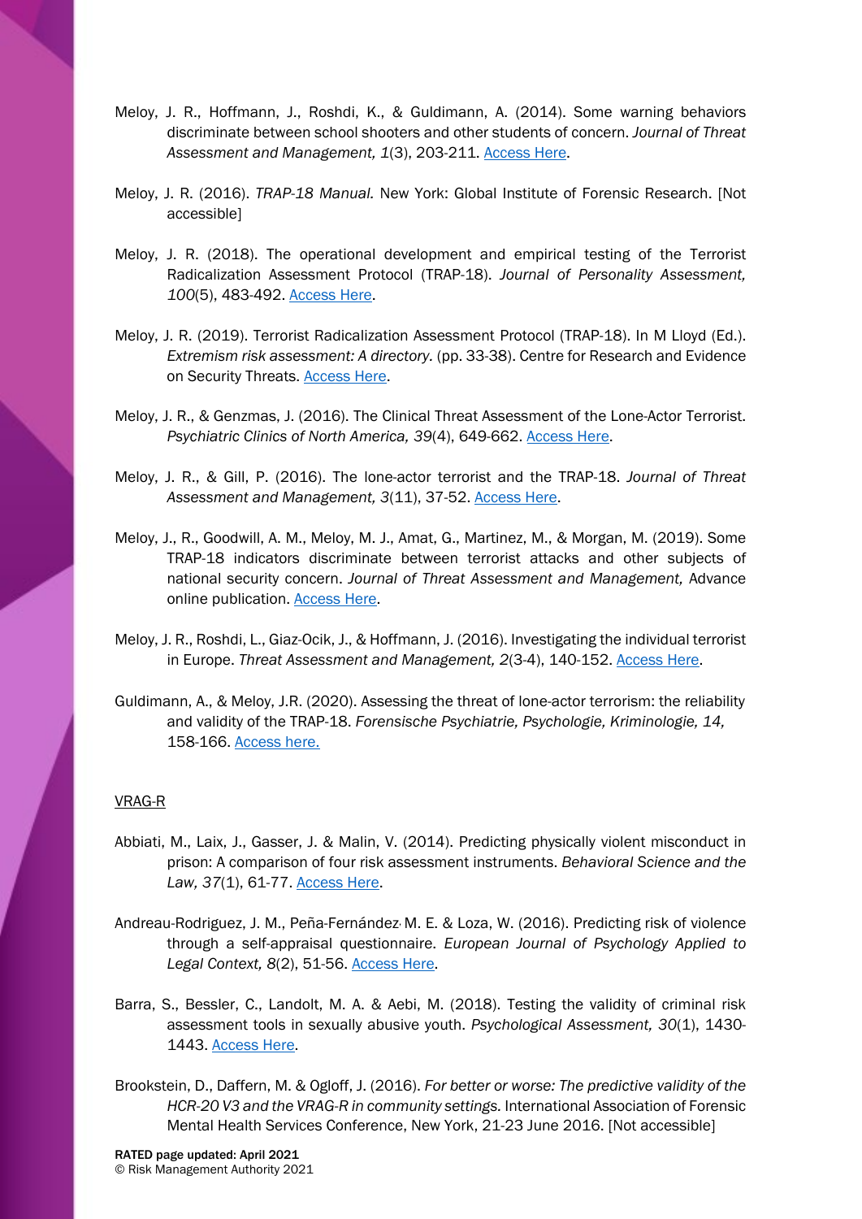Meloy, J. R., Hoffmann, J., Roshdi, K., & Guldimann, A. (2014). Some warning behaviors discriminate between school shooters and other students of concern. *Journal of Threat Assessment and Management, 1*(3), 203-211. Access Here.

Meloy, J. R. (2016). *TRAP-18 Manual.* New York: Global Institute of Forensic Research. [Not accessible]

Meloy, J. R. (2018). The operational development and empirical testing of the Terrorist Radicalization Assessment Protocol (TRAP-18). *Journal of Personality Assessment, 100*(5), 483-492. Access Here.

Meloy, J. R. (2019). Terrorist Radicalization Assessment Protocol (TRAP-18). In M Lloyd (Ed.). *Extremism risk assessment: A directory.* (pp. 33-38). Centre for Research and Evidence on Security Threats. Access Here.

Meloy, J. R., & Genzmas, J. (2016). The Clinical Threat Assessment of the Lone-Actor Terrorist. *Psychiatric Clinics of North America, 39*(4), 649-662. Access Here.

Meloy, J. R., & Gill, P. (2016). The lone-actor terrorist and the TRAP-18. *Journal of Threat Assessment and Management, 3*(11), 37-52. Access Here.

Meloy, J., R., Goodwill, A. M., Meloy, M. J., Amat, G., Martinez, M., & Morgan, M. (2019). Some TRAP-18 indicators discriminate between terrorist attacks and other subjects of national security concern. *Journal of Threat Assessment and Management,* Advance online publication. Access Here.

Meloy, J. R., Roshdi, L., Giaz-Ocik, J., & Hoffmann, J. (2016). Investigating the individual terrorist in Europe. *Threat Assessment and Management, 2*(3-4), 140-152. Access Here.

Guldimann, A., & Meloy, J.R. (2020). Assessing the threat of lone-actor terrorism: the reliability and validity of the TRAP-18. *Forensische Psychiatrie, Psychologie, Kriminologie, 14,* 158-166. Access here.

VRAG-R

Abbiati, M., Laix, J., Gasser, J. & Malin, V. (2014). Predicting physically violent misconduct in prison: A comparison of four risk assessment instruments. *Behavioral Science and the Law, 37*(1), 61-77. Access Here.

Andreau-Rodriguez, J. M., Peña-Fernández, M. E. & Loza, W. (2016). Predicting risk of violence through a self-appraisal questionnaire. *European Journal of Psychology Applied to Legal Context, 8*(2), 51-56. Access Here.

Barra, S., Bessler, C., Landolt, M. A. & Aebi, M. (2018). Testing the validity of criminal risk assessment tools in sexually abusive youth. *Psychological Assessment, 30*(1), 1430-1443. Access Here.

Brookstein, D., Daffern, M. & Ogloff, J. (2016). *For better or worse: The predictive validity of the HCR-20 V3 and the VRAG-R in community settings.* International Association of Forensic Mental Health Services Conference, New York, 21-23 June 2016. [Not accessible]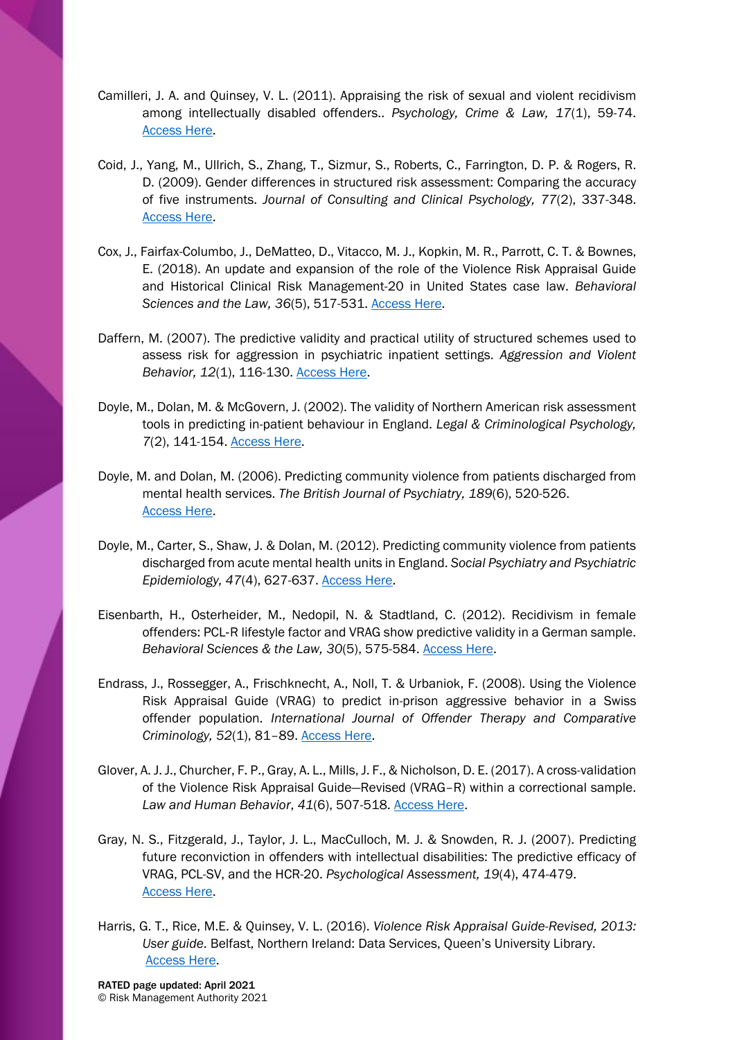Camilleri, J. A. and Quinsey, V. L. (2011). Appraising the risk of sexual and violent recidivism among intellectually disabled offenders.. *Psychology, Crime & Law, 17*(1), 59-74. Access Here.

Coid, J., Yang, M., Ullrich, S., Zhang, T., Sizmur, S., Roberts, C., Farrington, D. P. & Rogers, R. D. (2009). Gender differences in structured risk assessment: Comparing the accuracy of five instruments. *Journal of Consulting and Clinical Psychology, 77*(2), 337-348. Access Here.

Cox, J., Fairfax-Columbo, J., DeMatteo, D., Vitacco, M. J., Kopkin, M. R., Parrott, C. T. & Bownes, E. (2018). An update and expansion of the role of the Violence Risk Appraisal Guide and Historical Clinical Risk Management-20 in United States case law. *Behavioral Sciences and the Law, 36*(5), 517-531. Access Here.

Daffern, M. (2007). The predictive validity and practical utility of structured schemes used to assess risk for aggression in psychiatric inpatient settings. *Aggression and Violent Behavior, 12*(1), 116-130. Access Here.

Doyle, M., Dolan, M. & McGovern, J. (2002). The validity of Northern American risk assessment tools in predicting in-patient behaviour in England. *Legal & Criminological Psychology, 7*(2), 141-154. Access Here.

Doyle, M. and Dolan, M. (2006). Predicting community violence from patients discharged from mental health services. *The British Journal of Psychiatry, 189*(6), 520-526. Access Here.

Doyle, M., Carter, S., Shaw, J. & Dolan, M. (2012). Predicting community violence from patients discharged from acute mental health units in England. *Social Psychiatry and Psychiatric Epidemiology, 47*(4), 627-637. Access Here.

Eisenbarth, H., Osterheider, M., Nedopil, N. & Stadtland, C. (2012). Recidivism in female offenders: PCL-R lifestyle factor and VRAG show predictive validity in a German sample. *Behavioral Sciences & the Law, 30*(5), 575-584. Access Here.

Endrass, J., Rossegger, A., Frischknecht, A., Noll, T. & Urbaniok, F. (2008). Using the Violence Risk Appraisal Guide (VRAG) to predict in-prison aggressive behavior in a Swiss offender population. *International Journal of Offender Therapy and Comparative Criminology, 52*(1), 81–89. Access Here.

Glover, A. J. J., Churcher, F. P., Gray, A. L., Mills, J. F., & Nicholson, D. E. (2017). A cross-validation of the Violence Risk Appraisal Guide—Revised (VRAG–R) within a correctional sample. *Law and Human Behavior*, *41*(6), 507-518. Access Here.

Gray, N. S., Fitzgerald, J., Taylor, J. L., MacCulloch, M. J. & Snowden, R. J. (2007). Predicting future reconviction in offenders with intellectual disabilities: The predictive efficacy of VRAG, PCL-SV, and the HCR-20. *Psychological Assessment, 19*(4), 474-479. Access Here.

Harris, G. T., Rice, M.E. & Quinsey, V. L. (2016). *Violence Risk Appraisal Guide-Revised, 2013: User guide*. Belfast, Northern Ireland: Data Services, Queen's University Library. Access Here.

**RATED page updated: April 2021**
© Risk Management Authority 2021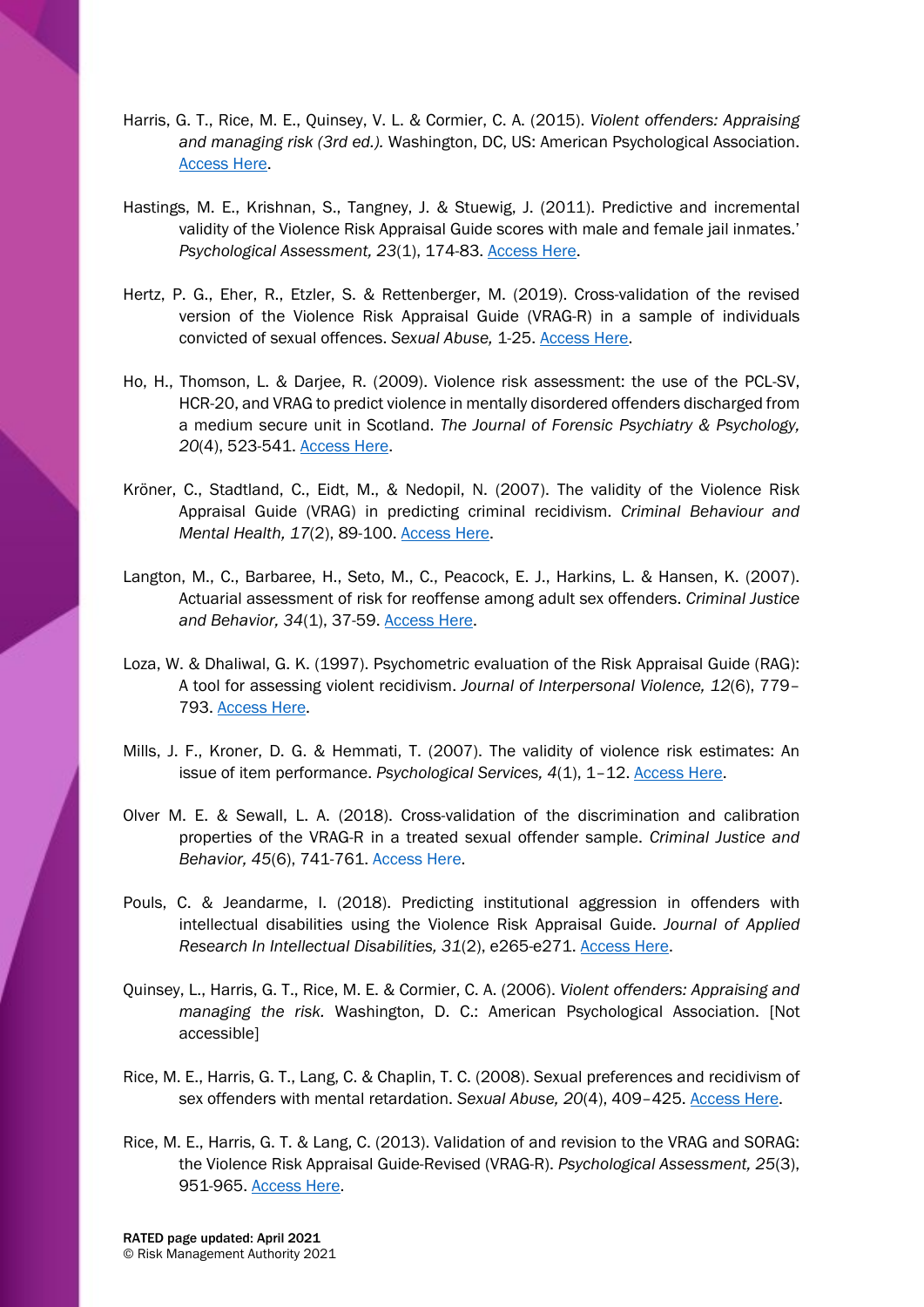Harris, G. T., Rice, M. E., Quinsey, V. L. & Cormier, C. A. (2015). *Violent offenders: Appraising and managing risk (3rd ed.).* Washington, DC, US: American Psychological Association. Access Here.

Hastings, M. E., Krishnan, S., Tangney, J. & Stuewig, J. (2011). Predictive and incremental validity of the Violence Risk Appraisal Guide scores with male and female jail inmates.' *Psychological Assessment, 23*(1), 174-83. Access Here.

Hertz, P. G., Eher, R., Etzler, S. & Rettenberger, M. (2019). Cross-validation of the revised version of the Violence Risk Appraisal Guide (VRAG-R) in a sample of individuals convicted of sexual offences. *Sexual Abuse,* 1-25. Access Here.

Ho, H., Thomson, L. & Darjee, R. (2009). Violence risk assessment: the use of the PCL-SV, HCR-20, and VRAG to predict violence in mentally disordered offenders discharged from a medium secure unit in Scotland. *The Journal of Forensic Psychiatry & Psychology, 20*(4), 523-541. Access Here.

Kröner, C., Stadtland, C., Eidt, M., & Nedopil, N. (2007). The validity of the Violence Risk Appraisal Guide (VRAG) in predicting criminal recidivism. *Criminal Behaviour and Mental Health, 17*(2), 89-100. Access Here.

Langton, M., C., Barbaree, H., Seto, M., C., Peacock, E. J., Harkins, L. & Hansen, K. (2007). Actuarial assessment of risk for reoffense among adult sex offenders. *Criminal Justice and Behavior, 34*(1), 37-59. Access Here.

Loza, W. & Dhaliwal, G. K. (1997). Psychometric evaluation of the Risk Appraisal Guide (RAG): A tool for assessing violent recidivism. *Journal of Interpersonal Violence, 12*(6), 779–793. Access Here.

Mills, J. F., Kroner, D. G. & Hemmati, T. (2007). The validity of violence risk estimates: An issue of item performance. *Psychological Services, 4*(1), 1–12. Access Here.

Olver M. E. & Sewall, L. A. (2018). Cross-validation of the discrimination and calibration properties of the VRAG-R in a treated sexual offender sample. *Criminal Justice and Behavior, 45*(6), 741-761. Access Here.

Pouls, C. & Jeandarme, I. (2018). Predicting institutional aggression in offenders with intellectual disabilities using the Violence Risk Appraisal Guide. *Journal of Applied Research In Intellectual Disabilities, 31*(2), e265-e271. Access Here.

Quinsey, L., Harris, G. T., Rice, M. E. & Cormier, C. A. (2006). *Violent offenders: Appraising and managing the risk.* Washington, D. C.: American Psychological Association. [Not accessible]

Rice, M. E., Harris, G. T., Lang, C. & Chaplin, T. C. (2008). Sexual preferences and recidivism of sex offenders with mental retardation. *Sexual Abuse, 20*(4), 409–425. Access Here.

Rice, M. E., Harris, G. T. & Lang, C. (2013). Validation of and revision to the VRAG and SORAG: the Violence Risk Appraisal Guide-Revised (VRAG-R). *Psychological Assessment, 25*(3), 951-965. Access Here.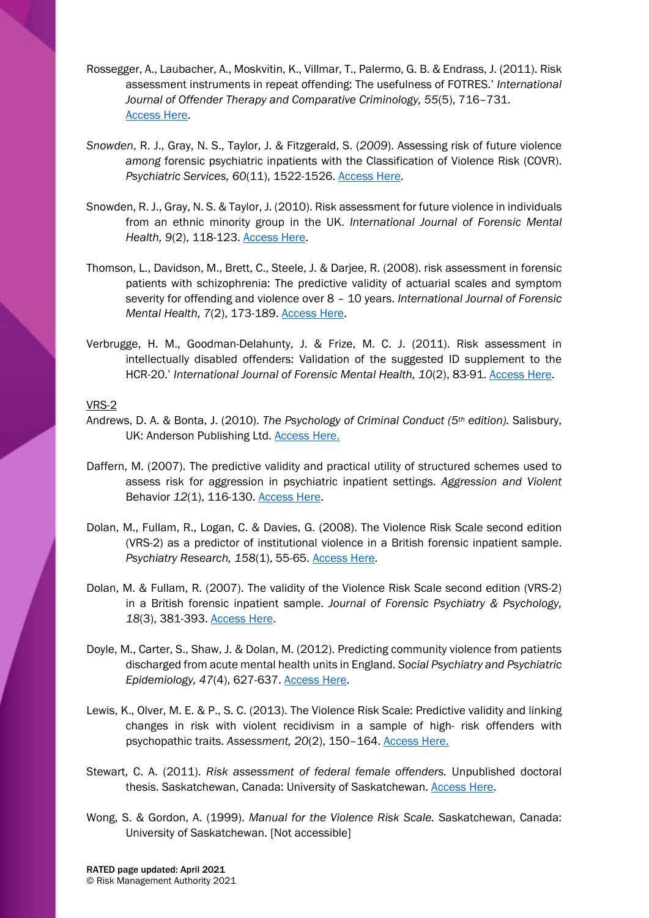Rossegger, A., Laubacher, A., Moskvitin, K., Villmar, T., Palermo, G. B. & Endrass, J. (2011). Risk assessment instruments in repeat offending: The usefulness of FOTRES.' *International Journal of Offender Therapy and Comparative Criminology, 55*(5), 716–731. Access Here.

*Snowden*, R. J., Gray, N. S., Taylor, J. & Fitzgerald, S. (*2009*). Assessing risk of future violence *among* forensic psychiatric inpatients with the Classification of Violence Risk (COVR). *Psychiatric Services, 60*(11), 1522-1526. Access Here.

Snowden, R. J., Gray, N. S. & Taylor, J. (2010). Risk assessment for future violence in individuals from an ethnic minority group in the UK. *International Journal of Forensic Mental Health, 9*(2), 118-123. Access Here.

Thomson, L., Davidson, M., Brett, C., Steele, J. & Darjee, R. (2008). risk assessment in forensic patients with schizophrenia: The predictive validity of actuarial scales and symptom severity for offending and violence over 8 – 10 years. *International Journal of Forensic Mental Health, 7*(2), 173-189. Access Here.

Verbrugge, H. M., Goodman-Delahunty, J. & Frize, M. C. J. (2011). Risk assessment in intellectually disabled offenders: Validation of the suggested ID supplement to the HCR-20.' *International Journal of Forensic Mental Health, 10*(2), 83-91. Access Here.

VRS-2

Andrews, D. A. & Bonta, J. (2010). *The Psychology of Criminal Conduct (5th edition).* Salisbury, UK: Anderson Publishing Ltd. Access Here.

Daffern, M. (2007). The predictive validity and practical utility of structured schemes used to assess risk for aggression in psychiatric inpatient settings. *Aggression and Violent* Behavior *12*(1), 116-130. Access Here.

Dolan, M., Fullam, R., Logan, C. & Davies, G. (2008). The Violence Risk Scale second edition (VRS-2) as a predictor of institutional violence in a British forensic inpatient sample. *Psychiatry Research, 158*(1), 55-65. Access Here.

Dolan, M. & Fullam, R. (2007). The validity of the Violence Risk Scale second edition (VRS-2) in a British forensic inpatient sample. *Journal of Forensic Psychiatry & Psychology, 18*(3), 381-393. Access Here.

Doyle, M., Carter, S., Shaw, J. & Dolan, M. (2012). Predicting community violence from patients discharged from acute mental health units in England. *Social Psychiatry and Psychiatric Epidemiology, 47*(4), 627-637. Access Here.

Lewis, K., Olver, M. E. & P., S. C. (2013). The Violence Risk Scale: Predictive validity and linking changes in risk with violent recidivism in a sample of high- risk offenders with psychopathic traits. *Assessment, 20*(2), 150–164. Access Here.

Stewart, C. A. (2011). *Risk assessment of federal female offenders.* Unpublished doctoral thesis. Saskatchewan, Canada: University of Saskatchewan. Access Here.

Wong, S. & Gordon, A. (1999). *Manual for the Violence Risk Scale.* Saskatchewan, Canada: University of Saskatchewan. [Not accessible]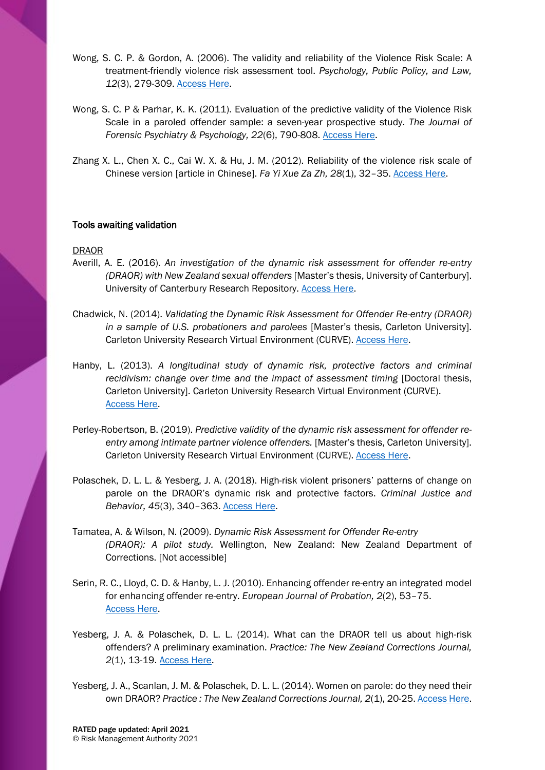Wong, S. C. P. & Gordon, A. (2006). The validity and reliability of the Violence Risk Scale: A treatment-friendly violence risk assessment tool. *Psychology, Public Policy, and Law, 12*(3), 279-309. Access Here.

Wong, S. C. P & Parhar, K. K. (2011). Evaluation of the predictive validity of the Violence Risk Scale in a paroled offender sample: a seven-year prospective study. *The Journal of Forensic Psychiatry & Psychology, 22*(6), 790-808. Access Here.

Zhang X. L., Chen X. C., Cai W. X. & Hu, J. M. (2012). Reliability of the violence risk scale of Chinese version [article in Chinese]. *Fa Yi Xue Za Zh, 28*(1), 32–35. Access Here.

**Tools awaiting validation**

<u>DRAOR</u>

Averill, A. E. (2016). *An investigation of the dynamic risk assessment for offender re-entry (DRAOR) with New Zealand sexual offenders* [Master's thesis, University of Canterbury]. University of Canterbury Research Repository. Access Here.

Chadwick, N. (2014). *Validating the Dynamic Risk Assessment for Offender Re-entry (DRAOR) in a sample of U.S. probationers and parolees* [Master's thesis, Carleton University]. Carleton University Research Virtual Environment (CURVE). Access Here.

Hanby, L. (2013). *A longitudinal study of dynamic risk, protective factors and criminal recidivism: change over time and the impact of assessment timing* [Doctoral thesis, Carleton University]. Carleton University Research Virtual Environment (CURVE). Access Here.

Perley-Robertson, B. (2019). *Predictive validity of the dynamic risk assessment for offender re-entry among intimate partner violence offenders.* [Master's thesis, Carleton University]. Carleton University Research Virtual Environment (CURVE). Access Here.

Polaschek, D. L. L. & Yesberg, J. A. (2018). High-risk violent prisoners' patterns of change on parole on the DRAOR's dynamic risk and protective factors. *Criminal Justice and Behavior, 45*(3), 340–363. Access Here.

Tamatea, A. & Wilson, N. (2009). *Dynamic Risk Assessment for Offender Re-entry (DRAOR): A pilot study.* Wellington, New Zealand: New Zealand Department of Corrections. [Not accessible]

Serin, R. C., Lloyd, C. D. & Hanby, L. J. (2010). Enhancing offender re-entry an integrated model for enhancing offender re-entry. *European Journal of Probation, 2*(2), 53–75. Access Here.

Yesberg, J. A. & Polaschek, D. L. L. (2014). What can the DRAOR tell us about high-risk offenders? A preliminary examination. *Practice: The New Zealand Corrections Journal, 2*(1), 13-19. Access Here.

Yesberg, J. A., Scanlan, J. M. & Polaschek, D. L. L. (2014). Women on parole: do they need their own DRAOR? *Practice : The New Zealand Corrections Journal, 2*(1), 20-25. Access Here.

RATED page updated: April 2021
© Risk Management Authority 2021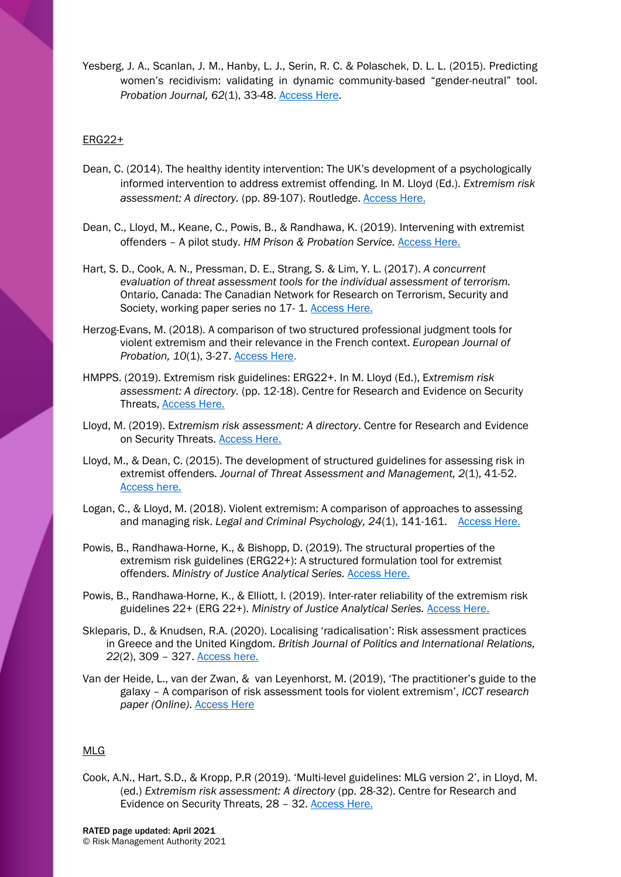Yesberg, J. A., Scanlan, J. M., Hanby, L. J., Serin, R. C. & Polaschek, D. L. L. (2015). Predicting women's recidivism: validating in dynamic community-based "gender-neutral" tool. *Probation Journal, 62*(1), 33-48. Access Here.

ERG22+

Dean, C. (2014). The healthy identity intervention: The UK's development of a psychologically informed intervention to address extremist offending. In M. Lloyd (Ed.). *Extremism risk assessment: A directory.* (pp. 89-107). Routledge. Access Here.

Dean, C., Lloyd, M., Keane, C., Powis, B., & Randhawa, K. (2019). Intervening with extremist offenders – A pilot study. *HM Prison & Probation Service.* Access Here.

Hart, S. D., Cook, A. N., Pressman, D. E., Strang, S. & Lim, Y. L. (2017). *A concurrent evaluation of threat assessment tools for the individual assessment of terrorism.* Ontario, Canada: The Canadian Network for Research on Terrorism, Security and Society, working paper series no 17- 1. Access Here.

Herzog-Evans, M. (2018). A comparison of two structured professional judgment tools for violent extremism and their relevance in the French context. *European Journal of Probation, 10*(1), 3-27. Access Here.

HMPPS. (2019). Extremism risk guidelines: ERG22+. In M. Lloyd (Ed.), *Extremism risk assessment: A directory.* (pp. 12-18). Centre for Research and Evidence on Security Threats, Access Here.

Lloyd, M. (2019). *Extremism risk assessment: A directory*. Centre for Research and Evidence on Security Threats. Access Here.

Lloyd, M., & Dean, C. (2015). The development of structured guidelines for assessing risk in extremist offenders. *Journal of Threat Assessment and Management, 2*(1), 41-52. Access here.

Logan, C., & Lloyd, M. (2018). Violent extremism: A comparison of approaches to assessing and managing risk. *Legal and Criminal Psychology, 24*(1), 141-161. Access Here.

Powis, B., Randhawa-Horne, K., & Bishopp, D. (2019). The structural properties of the extremism risk guidelines (ERG22+): A structured formulation tool for extremist offenders. *Ministry of Justice Analytical Series.* Access Here.

Powis, B., Randhawa-Horne, K., & Elliott, I. (2019). Inter-rater reliability of the extremism risk guidelines 22+ (ERG 22+). *Ministry of Justice Analytical Series.* Access Here.

Skleparis, D., & Knudsen, R.A. (2020). Localising 'radicalisation': Risk assessment practices in Greece and the United Kingdom. *British Journal of Politics and International Relations, 22*(2), 309 – 327. Access here.

Van der Heide, L., van der Zwan, & van Leyenhorst, M. (2019), 'The practitioner's guide to the galaxy – A comparison of risk assessment tools for violent extremism', *ICCT research paper (Online).* Access Here

MLG

Cook, A.N., Hart, S.D., & Kropp, P.R (2019). 'Multi-level guidelines: MLG version 2', in Lloyd, M. (ed.) *Extremism risk assessment: A directory* (pp. 28-32). Centre for Research and Evidence on Security Threats, 28 – 32. Access Here.

**RATED page updated: April 2021**
© Risk Management Authority 2021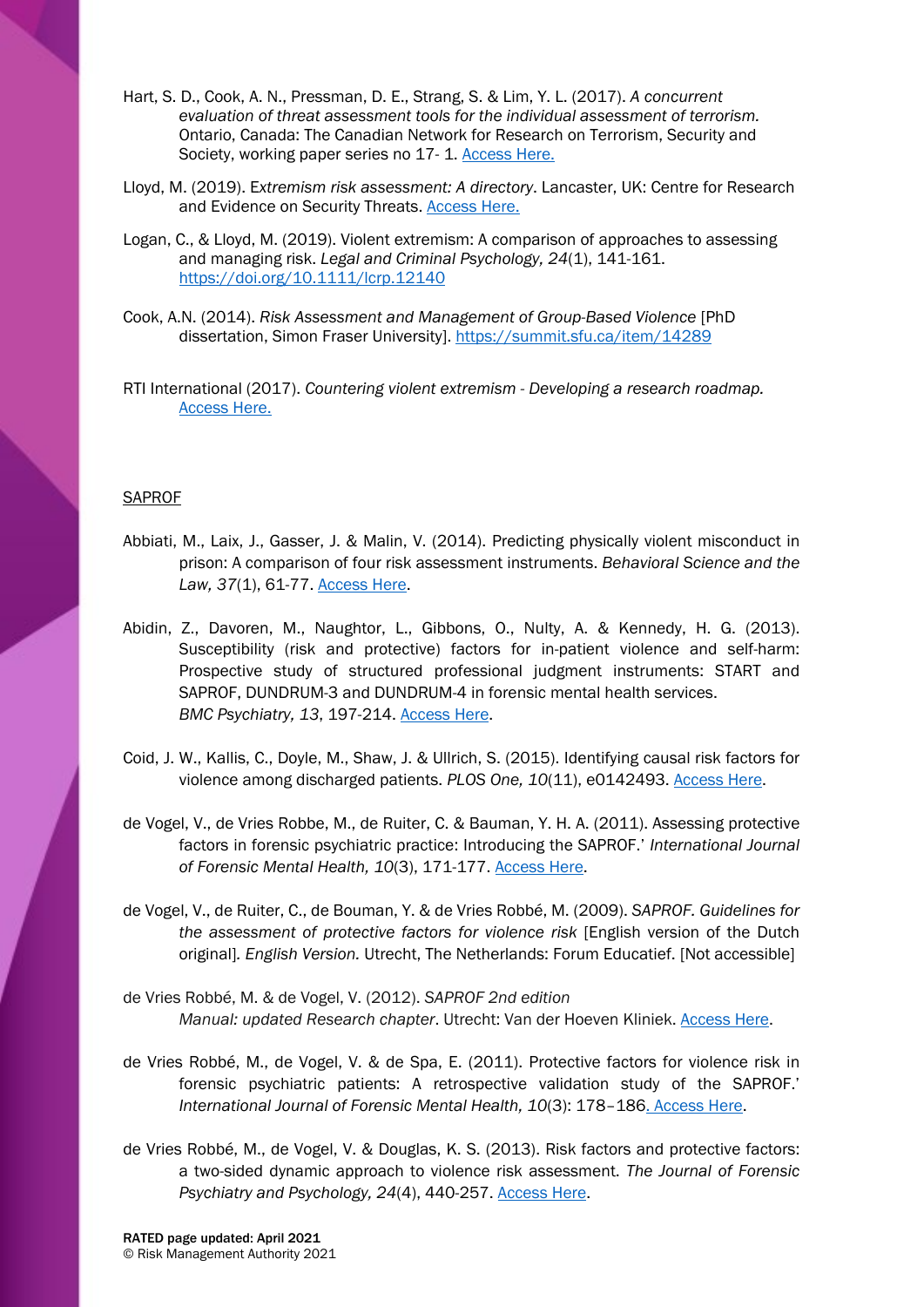Hart, S. D., Cook, A. N., Pressman, D. E., Strang, S. & Lim, Y. L. (2017). *A concurrent evaluation of threat assessment tools for the individual assessment of terrorism.* Ontario, Canada: The Canadian Network for Research on Terrorism, Security and Society, working paper series no 17- 1. Access Here.

Lloyd, M. (2019). *Extremism risk assessment: A directory*. Lancaster, UK: Centre for Research and Evidence on Security Threats. Access Here.

Logan, C., & Lloyd, M. (2019). Violent extremism: A comparison of approaches to assessing and managing risk. *Legal and Criminal Psychology, 24*(1), 141-161. https://doi.org/10.1111/lcrp.12140

Cook, A.N. (2014). *Risk Assessment and Management of Group-Based Violence* [PhD dissertation, Simon Fraser University]. https://summit.sfu.ca/item/14289

RTI International (2017). *Countering violent extremism - Developing a research roadmap.* Access Here.

SAPROF

Abbiati, M., Laix, J., Gasser, J. & Malin, V. (2014). Predicting physically violent misconduct in prison: A comparison of four risk assessment instruments. *Behavioral Science and the Law, 37*(1), 61-77. Access Here.

Abidin, Z., Davoren, M., Naughtor, L., Gibbons, O., Nulty, A. & Kennedy, H. G. (2013). Susceptibility (risk and protective) factors for in-patient violence and self-harm: Prospective study of structured professional judgment instruments: START and SAPROF, DUNDRUM-3 and DUNDRUM-4 in forensic mental health services. *BMC Psychiatry, 13*, 197-214. Access Here.

Coid, J. W., Kallis, C., Doyle, M., Shaw, J. & Ullrich, S. (2015). Identifying causal risk factors for violence among discharged patients. *PLOS One, 10*(11), e0142493. Access Here.

de Vogel, V., de Vries Robbe, M., de Ruiter, C. & Bauman, Y. H. A. (2011). Assessing protective factors in forensic psychiatric practice: Introducing the SAPROF.' *International Journal of Forensic Mental Health, 10*(3), 171-177. Access Here.

de Vogel, V., de Ruiter, C., de Bouman, Y. & de Vries Robbé, M. (2009). *SAPROF. Guidelines for the assessment of protective factors for violence risk* [English version of the Dutch original]. *English Version.* Utrecht, The Netherlands: Forum Educatief. [Not accessible]

de Vries Robbé, M. & de Vogel, V. (2012). *SAPROF 2nd edition Manual: updated Research chapter*. Utrecht: Van der Hoeven Kliniek. Access Here.

de Vries Robbé, M., de Vogel, V. & de Spa, E. (2011). Protective factors for violence risk in forensic psychiatric patients: A retrospective validation study of the SAPROF.' *International Journal of Forensic Mental Health, 10*(3): 178–186. Access Here.

de Vries Robbé, M., de Vogel, V. & Douglas, K. S. (2013). Risk factors and protective factors: a two-sided dynamic approach to violence risk assessment. *The Journal of Forensic Psychiatry and Psychology, 24*(4), 440-257. Access Here.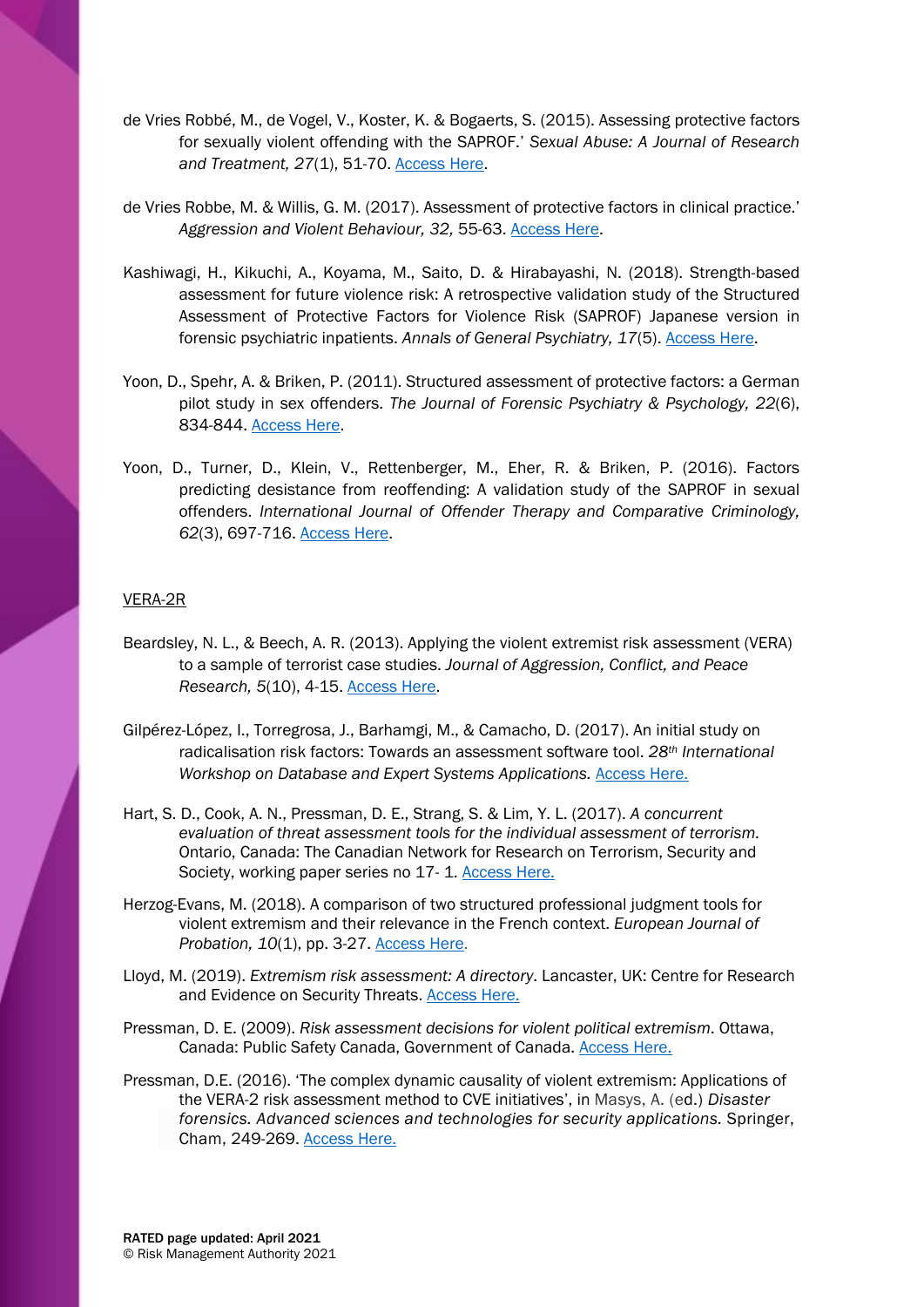de Vries Robbé, M., de Vogel, V., Koster, K. & Bogaerts, S. (2015). Assessing protective factors for sexually violent offending with the SAPROF.' *Sexual Abuse: A Journal of Research and Treatment, 27*(1), 51-70. Access Here.

de Vries Robbe, M. & Willis, G. M. (2017). Assessment of protective factors in clinical practice.' *Aggression and Violent Behaviour, 32,* 55-63. Access Here.

Kashiwagi, H., Kikuchi, A., Koyama, M., Saito, D. & Hirabayashi, N. (2018). Strength-based assessment for future violence risk: A retrospective validation study of the Structured Assessment of Protective Factors for Violence Risk (SAPROF) Japanese version in forensic psychiatric inpatients. *Annals of General Psychiatry, 17*(5). Access Here.

Yoon, D., Spehr, A. & Briken, P. (2011). Structured assessment of protective factors: a German pilot study in sex offenders. *The Journal of Forensic Psychiatry & Psychology, 22*(6), 834-844. Access Here.

Yoon, D., Turner, D., Klein, V., Rettenberger, M., Eher, R. & Briken, P. (2016). Factors predicting desistance from reoffending: A validation study of the SAPROF in sexual offenders. *International Journal of Offender Therapy and Comparative Criminology, 62*(3), 697-716. Access Here.

VERA-2R

Beardsley, N. L., & Beech, A. R. (2013). Applying the violent extremist risk assessment (VERA) to a sample of terrorist case studies. *Journal of Aggression, Conflict, and Peace Research, 5*(10), 4-15. Access Here.

Gilpérez-López, I., Torregrosa, J., Barhamgi, M., & Camacho, D. (2017). An initial study on radicalisation risk factors: Towards an assessment software tool. *28th International Workshop on Database and Expert Systems Applications.* Access Here.

Hart, S. D., Cook, A. N., Pressman, D. E., Strang, S. & Lim, Y. L. (2017). *A concurrent evaluation of threat assessment tools for the individual assessment of terrorism.* Ontario, Canada: The Canadian Network for Research on Terrorism, Security and Society, working paper series no 17- 1. Access Here.

Herzog-Evans, M. (2018). A comparison of two structured professional judgment tools for violent extremism and their relevance in the French context. *European Journal of Probation, 10*(1), pp. 3-27. Access Here.

Lloyd, M. (2019). *Extremism risk assessment: A directory*. Lancaster, UK: Centre for Research and Evidence on Security Threats. Access Here.

Pressman, D. E. (2009). *Risk assessment decisions for violent political extremism*. Ottawa, Canada: Public Safety Canada, Government of Canada. Access Here.

Pressman, D.E. (2016). 'The complex dynamic causality of violent extremism: Applications of the VERA-2 risk assessment method to CVE initiatives', in Masys, A. (ed.) *Disaster forensics. Advanced sciences and technologies for security applications.* Springer, Cham, 249-269. Access Here.

**RATED page updated: April 2021**
© Risk Management Authority 2021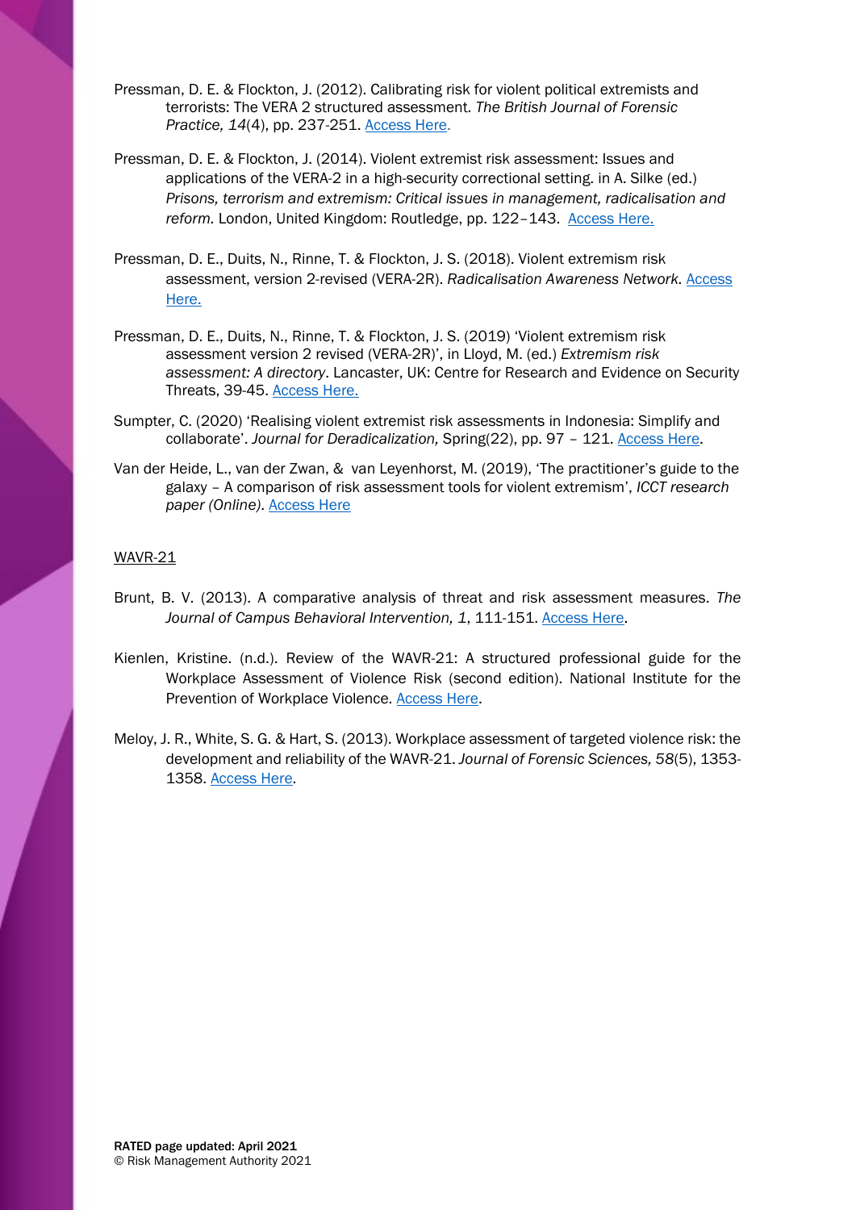Pressman, D. E. & Flockton, J. (2012). Calibrating risk for violent political extremists and terrorists: The VERA 2 structured assessment. *The British Journal of Forensic Practice, 14*(4), pp. 237-251. Access Here.

Pressman, D. E. & Flockton, J. (2014). Violent extremist risk assessment: Issues and applications of the VERA-2 in a high-security correctional setting. in A. Silke (ed.) *Prisons, terrorism and extremism: Critical issues in management, radicalisation and reform.* London, United Kingdom: Routledge, pp. 122–143. Access Here.

Pressman, D. E., Duits, N., Rinne, T. & Flockton, J. S. (2018). Violent extremism risk assessment, version 2-revised (VERA-2R). *Radicalisation Awareness Network.* Access Here.

Pressman, D. E., Duits, N., Rinne, T. & Flockton, J. S. (2019) 'Violent extremism risk assessment version 2 revised (VERA-2R)', in Lloyd, M. (ed.) *Extremism risk assessment: A directory*. Lancaster, UK: Centre for Research and Evidence on Security Threats, 39-45. Access Here.

Sumpter, C. (2020) 'Realising violent extremist risk assessments in Indonesia: Simplify and collaborate'. *Journal for Deradicalization,* Spring(22), pp. 97 – 121. Access Here.

Van der Heide, L., van der Zwan, & van Leyenhorst, M. (2019), 'The practitioner's guide to the galaxy – A comparison of risk assessment tools for violent extremism', *ICCT research paper (Online)*. Access Here

## WAVR-21

Brunt, B. V. (2013). A comparative analysis of threat and risk assessment measures. *The Journal of Campus Behavioral Intervention, 1*, 111-151. Access Here.

Kienlen, Kristine. (n.d.). Review of the WAVR-21: A structured professional guide for the Workplace Assessment of Violence Risk (second edition). National Institute for the Prevention of Workplace Violence. Access Here.

Meloy, J. R., White, S. G. & Hart, S. (2013). Workplace assessment of targeted violence risk: the development and reliability of the WAVR-21. *Journal of Forensic Sciences, 58*(5), 1353-1358. Access Here.

**RATED page updated: April 2021**
© Risk Management Authority 2021